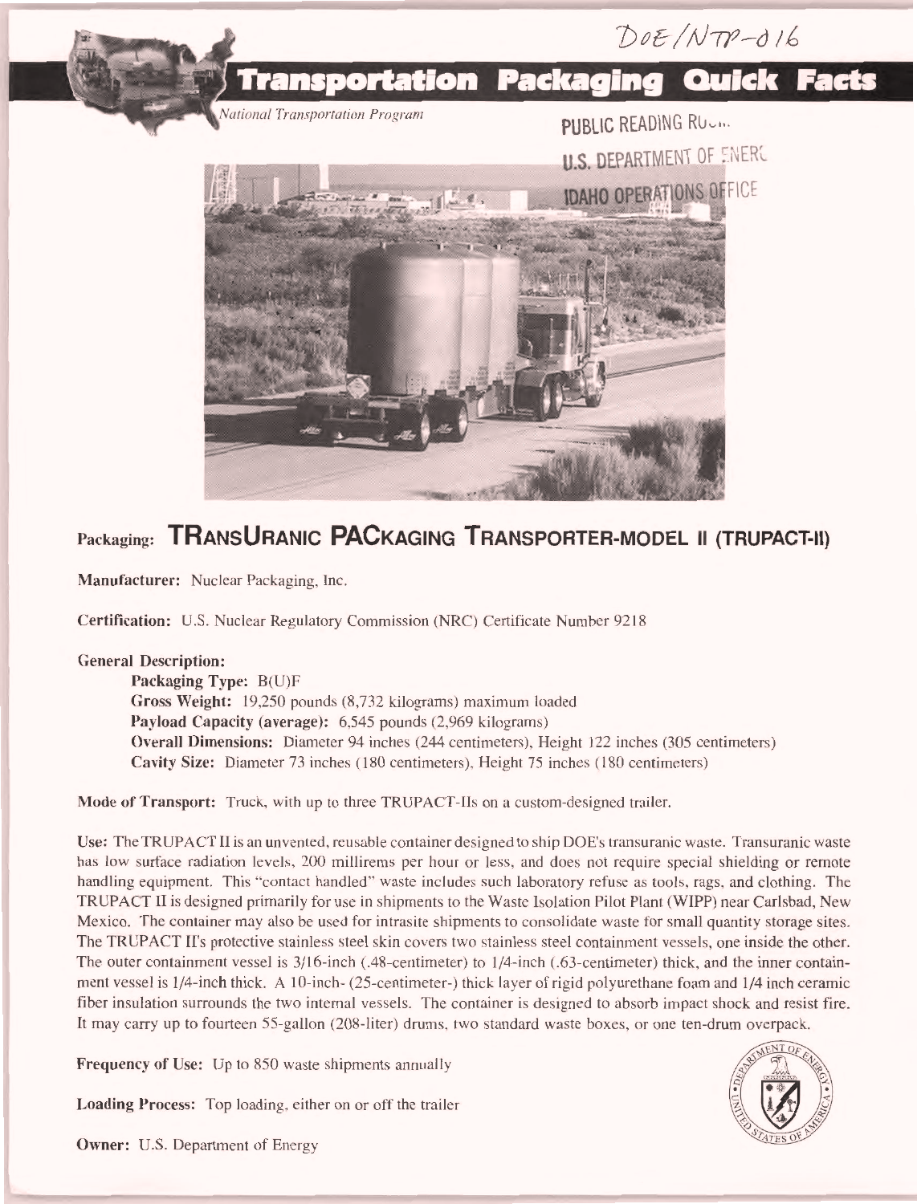DOE/NTP-016

# Transportation Packaging Quick Facts

*National Transportation Program*

PUBLIC READING RO...

U.S. DEPARTMENT OF ENERG

IDAHO OPERATIONS OFFICE

## Packaging: TRANSURANIC PACKAGING TRANSPORTER-MODEL II (TRUPACT-II)

**Manufacturer:** Nuclear Packaging, Inc.

**Certification:** U.S. Nuclear Regulatory Commission (NRC) Certificate Number 9218

**General Description:**

- **Packaging Type:** B(U)F
- **Gross Weight:** 19,250 pounds (8,732 kilograms) maximum loaded
- **Payload Capacity (average):** 6,545 pounds (2,969 kilograms)
- **Overall Dimensions:** Diameter 94 inches (244 centimeters), Height 122 inches (305 centimeters)
- **Cavity Size:** Diameter 73 inches (180 centimeters), Height 75 inches (180 centimeters)

**Mode of Transport:** Truck, with up to three TRUPACT-IIs on a custom-designed trailer.

**Use:** The TRUPACT II is an unvented, reusable container designed to ship DOE's transuranic waste. Transuranic waste has low surface radiation levels, 200 millirems per hour or less, and does not require special shielding or remote handling equipment. This "contact handled" waste includes such laboratory refuse as tools, rags, and clothing. The TRUPACT II is designed primarily for use in shipments to the Waste Isolation Pilot Plant (WIPP) near Carlsbad, New Mexico. The container may also be used for intrasite shipments to consolidate waste for small quantity storage sites. The TRUPACT II's protective stainless steel skin covers two stainless steel containment vessels, one inside the other. The outer containment vessel is 3/16-inch (.48-centimeter) to 1/4-inch (.63-centimeter) thick, and the inner containment vessel is 1/4-inch thick. A 10-inch- (25-centimeter-) thick layer of rigid polyurethane foam and 1/4 inch ceramic fiber insulation surrounds the two internal vessels. The container is designed to absorb impact shock and resist fire. It may carry up to fourteen 55-gallon (208-liter) drums, two standard waste boxes, or one ten-drum overpack.

**Frequency of Use:** Up to 850 waste shipments annually

**Loading Process:** Top loading, either on or off the trailer

**Owner:** U.S. Department of Energy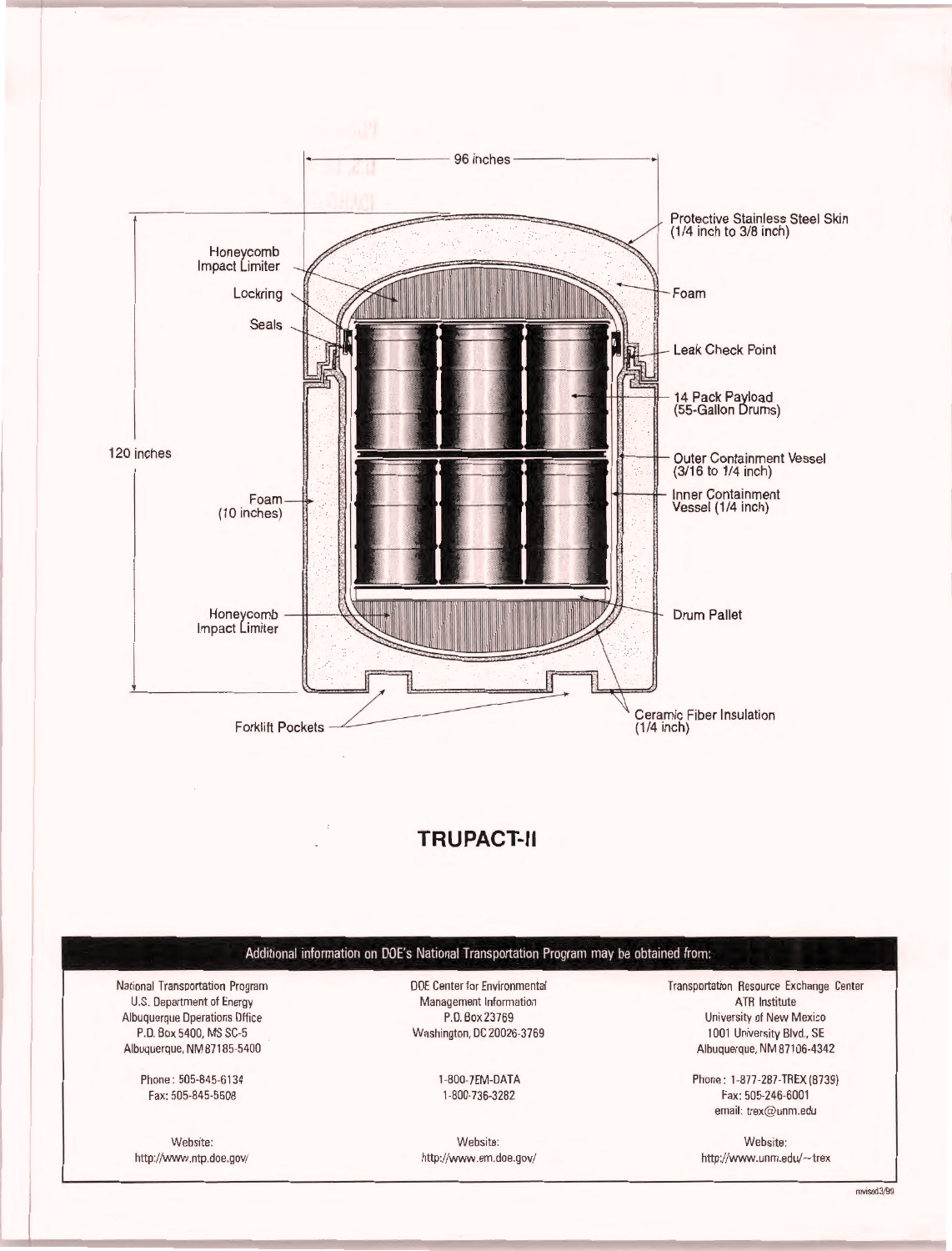96 inches

120 inches

Protective Stainless Steel Skin (1/4 inch to 3/8 inch)

Honeycomb Impact Limiter

Lockring

Seals

Foam

Leak Check Point

14 Pack Payload (55-Gallon Drums)

Outer Containment Vessel (3/16 to 1/4 inch)

Foam (10 inches)

Inner Containment Vessel (1/4 inch)

Honeycomb Impact Limiter

Drum Pallet

Forklift Pockets

Ceramic Fiber Insulation (1/4 inch)

**TRUPACT-II**

**Additional information on DOE's National Transportation Program may be obtained from:**

National Transportation Program
U.S. Department of Energy
Albuquerque Operations Office
P.O. Box 5400, MS SC-5
Albuquerque, NM 87185-5400

Phone: 505-845-6134
Fax: 505-845-5508

Website:
http://www.ntp.doe.gov/

DOE Center for Environmental Management Information
P.O. Box 23769
Washington, DC 20026-3769

1-800-7EM-DATA
1-800-736-3282

Website:
http://www.em.doe.gov/

Transportation Resource Exchange Center
ATR Institute
University of New Mexico
1001 University Blvd., SE
Albuquerque, NM 87106-4342

Phone: 1-877-287-TREX (8739)
Fax: 505-246-6001
email: trex@unm.edu

Website:
http://www.unm.edu/~trex

revised 3/99